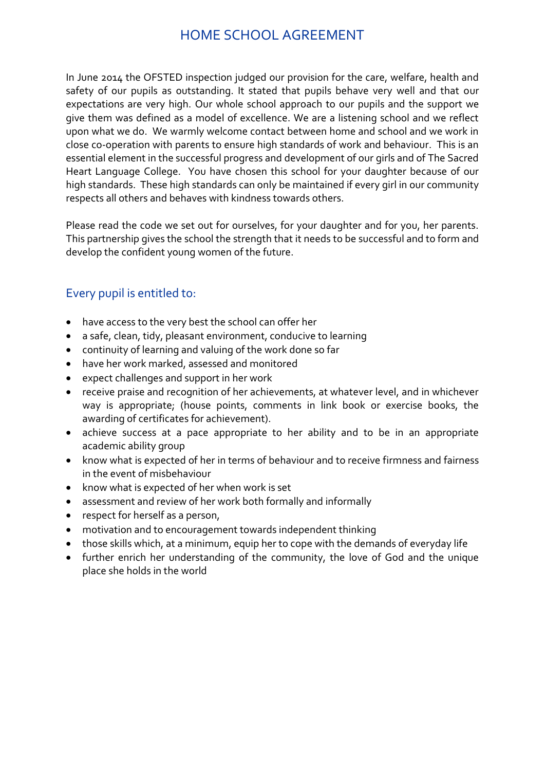# HOME SCHOOL AGREEMENT

In June 2014 the OFSTED inspection judged our provision for the care, welfare, health and safety of our pupils as outstanding. It stated that pupils behave very well and that our expectations are very high. Our whole school approach to our pupils and the support we give them was defined as a model of excellence. We are a listening school and we reflect upon what we do. We warmly welcome contact between home and school and we work in close co-operation with parents to ensure high standards of work and behaviour. This is an essential element in the successful progress and development of our girls and of The Sacred Heart Language College. You have chosen this school for your daughter because of our high standards. These high standards can only be maintained if every girl in our community respects all others and behaves with kindness towards others.

Please read the code we set out for ourselves, for your daughter and for you, her parents. This partnership gives the school the strength that it needs to be successful and to form and develop the confident young women of the future.

## Every pupil is entitled to:

- have access to the very best the school can offer her
- a safe, clean, tidy, pleasant environment, conducive to learning
- continuity of learning and valuing of the work done so far
- have her work marked, assessed and monitored
- expect challenges and support in her work
- receive praise and recognition of her achievements, at whatever level, and in whichever way is appropriate; (house points, comments in link book or exercise books, the awarding of certificates for achievement).
- achieve success at a pace appropriate to her ability and to be in an appropriate academic ability group
- know what is expected of her in terms of behaviour and to receive firmness and fairness in the event of misbehaviour
- know what is expected of her when work is set
- assessment and review of her work both formally and informally
- respect for herself as a person,
- motivation and to encouragement towards independent thinking
- those skills which, at a minimum, equip her to cope with the demands of everyday life
- further enrich her understanding of the community, the love of God and the unique place she holds in the world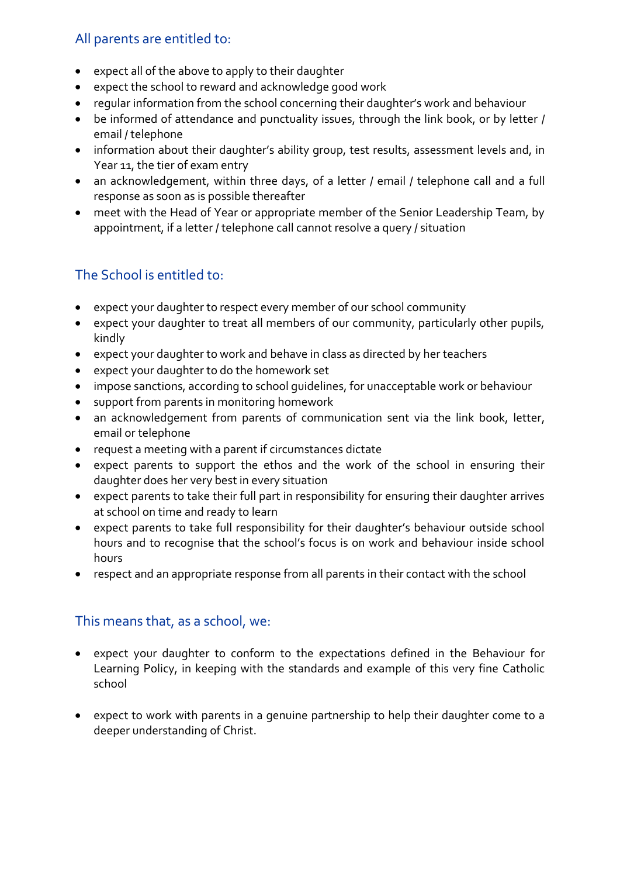## All parents are entitled to:

- expect all of the above to apply to their daughter
- expect the school to reward and acknowledge good work
- regular information from the school concerning their daughter's work and behaviour
- be informed of attendance and punctuality issues, through the link book, or by letter / email / telephone
- information about their daughter's ability group, test results, assessment levels and, in Year 11, the tier of exam entry
- an acknowledgement, within three days, of a letter / email / telephone call and a full response as soon as is possible thereafter
- meet with the Head of Year or appropriate member of the Senior Leadership Team, by appointment, if a letter / telephone call cannot resolve a query / situation

## The School is entitled to:

- expect your daughter to respect every member of our school community
- expect your daughter to treat all members of our community, particularly other pupils, kindly
- expect your daughter to work and behave in class as directed by her teachers
- expect your daughter to do the homework set
- impose sanctions, according to school guidelines, for unacceptable work or behaviour
- support from parents in monitoring homework
- an acknowledgement from parents of communication sent via the link book, letter, email or telephone
- request a meeting with a parent if circumstances dictate
- expect parents to support the ethos and the work of the school in ensuring their daughter does her very best in every situation
- expect parents to take their full part in responsibility for ensuring their daughter arrives at school on time and ready to learn
- expect parents to take full responsibility for their daughter's behaviour outside school hours and to recognise that the school's focus is on work and behaviour inside school hours
- respect and an appropriate response from all parents in their contact with the school

## This means that, as a school, we:

- expect your daughter to conform to the expectations defined in the Behaviour for Learning Policy, in keeping with the standards and example of this very fine Catholic school

- expect to work with parents in a genuine partnership to help their daughter come to a deeper understanding of Christ.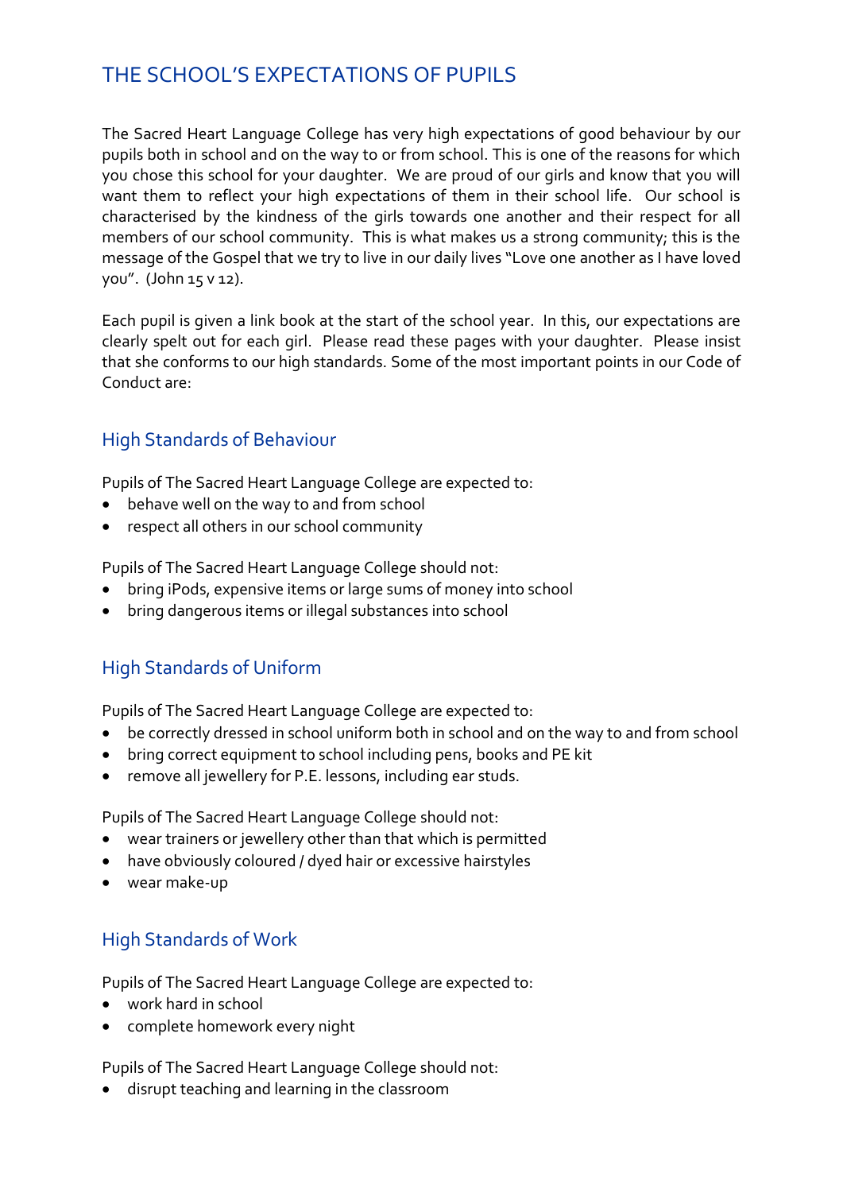## THE SCHOOL'S EXPECTATIONS OF PUPILS

The Sacred Heart Language College has very high expectations of good behaviour by our pupils both in school and on the way to or from school. This is one of the reasons for which you chose this school for your daughter. We are proud of our girls and know that you will want them to reflect your high expectations of them in their school life. Our school is characterised by the kindness of the girls towards one another and their respect for all members of our school community. This is what makes us a strong community; this is the message of the Gospel that we try to live in our daily lives "Love one another as I have loved you". (John 15 v 12).

Each pupil is given a link book at the start of the school year. In this, our expectations are clearly spelt out for each girl. Please read these pages with your daughter. Please insist that she conforms to our high standards. Some of the most important points in our Code of Conduct are:

### High Standards of Behaviour

Pupils of The Sacred Heart Language College are expected to:

- behave well on the way to and from school
- respect all others in our school community

Pupils of The Sacred Heart Language College should not:

- bring iPods, expensive items or large sums of money into school
- bring dangerous items or illegal substances into school

### High Standards of Uniform

Pupils of The Sacred Heart Language College are expected to:

- be correctly dressed in school uniform both in school and on the way to and from school
- bring correct equipment to school including pens, books and PE kit
- remove all jewellery for P.E. lessons, including ear studs.

Pupils of The Sacred Heart Language College should not:

- wear trainers or jewellery other than that which is permitted
- have obviously coloured / dyed hair or excessive hairstyles
- wear make-up

### High Standards of Work

Pupils of The Sacred Heart Language College are expected to:

- work hard in school
- complete homework every night

Pupils of The Sacred Heart Language College should not:

- disrupt teaching and learning in the classroom